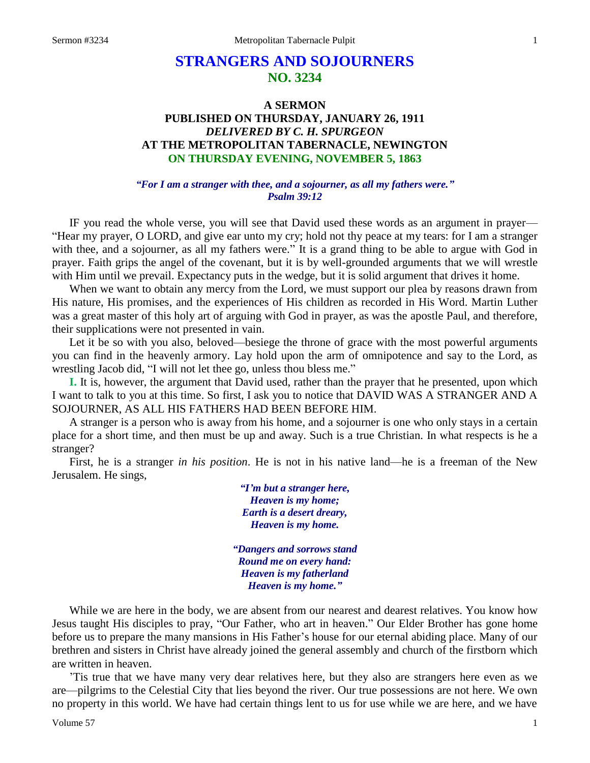# STRANGERS AND SOJOURNERS
## NO. 3234

### A SERMON
### PUBLISHED ON THURSDAY, JANUARY 26, 1911
### *DELIVERED BY C. H. SPURGEON*
### AT THE METROPOLITAN TABERNACLE, NEWINGTON
### ON THURSDAY EVENING, NOVEMBER 5, 1863

***"For I am a stranger with thee, and a sojourner, as all my fathers were." Psalm 39:12***

IF you read the whole verse, you will see that David used these words as an argument in prayer—"Hear my prayer, O LORD, and give ear unto my cry; hold not thy peace at my tears: for I am a stranger with thee, and a sojourner, as all my fathers were." It is a grand thing to be able to argue with God in prayer. Faith grips the angel of the covenant, but it is by well-grounded arguments that we will wrestle with Him until we prevail. Expectancy puts in the wedge, but it is solid argument that drives it home.

When we want to obtain any mercy from the Lord, we must support our plea by reasons drawn from His nature, His promises, and the experiences of His children as recorded in His Word. Martin Luther was a great master of this holy art of arguing with God in prayer, as was the apostle Paul, and therefore, their supplications were not presented in vain.

Let it be so with you also, beloved—besiege the throne of grace with the most powerful arguments you can find in the heavenly armory. Lay hold upon the arm of omnipotence and say to the Lord, as wrestling Jacob did, "I will not let thee go, unless thou bless me."

**I.** It is, however, the argument that David used, rather than the prayer that he presented, upon which I want to talk to you at this time. So first, I ask you to notice that DAVID WAS A STRANGER AND A SOJOURNER, AS ALL HIS FATHERS HAD BEEN BEFORE HIM.

A stranger is a person who is away from his home, and a sojourner is one who only stays in a certain place for a short time, and then must be up and away. Such is a true Christian. In what respects is he a stranger?

First, he is a stranger *in his position*. He is not in his native land—he is a freeman of the New Jerusalem. He sings,

> ***"I'm but a stranger here,***
> ***Heaven is my home;***
> ***Earth is a desert dreary,***
> ***Heaven is my home.***
>
> ***"Dangers and sorrows stand***
> ***Round me on every hand:***
> ***Heaven is my fatherland***
> ***Heaven is my home."***

While we are here in the body, we are absent from our nearest and dearest relatives. You know how Jesus taught His disciples to pray, "Our Father, who art in heaven." Our Elder Brother has gone home before us to prepare the many mansions in His Father's house for our eternal abiding place. Many of our brethren and sisters in Christ have already joined the general assembly and church of the firstborn which are written in heaven.

'Tis true that we have many very dear relatives here, but they also are strangers here even as we are—pilgrims to the Celestial City that lies beyond the river. Our true possessions are not here. We own no property in this world. We have had certain things lent to us for use while we are here, and we have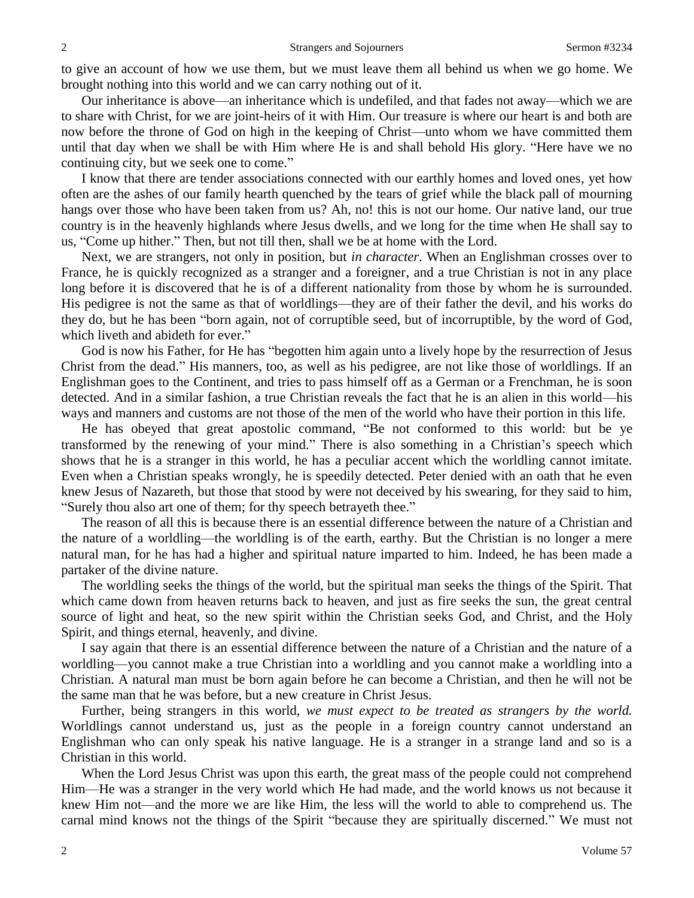to give an account of how we use them, but we must leave them all behind us when we go home. We brought nothing into this world and we can carry nothing out of it.

Our inheritance is above—an inheritance which is undefiled, and that fades not away—which we are to share with Christ, for we are joint-heirs of it with Him. Our treasure is where our heart is and both are now before the throne of God on high in the keeping of Christ—unto whom we have committed them until that day when we shall be with Him where He is and shall behold His glory. "Here have we no continuing city, but we seek one to come."

I know that there are tender associations connected with our earthly homes and loved ones, yet how often are the ashes of our family hearth quenched by the tears of grief while the black pall of mourning hangs over those who have been taken from us? Ah, no! this is not our home. Our native land, our true country is in the heavenly highlands where Jesus dwells, and we long for the time when He shall say to us, "Come up hither." Then, but not till then, shall we be at home with the Lord.

Next, we are strangers, not only in position, but *in character*. When an Englishman crosses over to France, he is quickly recognized as a stranger and a foreigner, and a true Christian is not in any place long before it is discovered that he is of a different nationality from those by whom he is surrounded. His pedigree is not the same as that of worldlings—they are of their father the devil, and his works do they do, but he has been "born again, not of corruptible seed, but of incorruptible, by the word of God, which liveth and abideth for ever."

God is now his Father, for He has "begotten him again unto a lively hope by the resurrection of Jesus Christ from the dead." His manners, too, as well as his pedigree, are not like those of worldlings. If an Englishman goes to the Continent, and tries to pass himself off as a German or a Frenchman, he is soon detected. And in a similar fashion, a true Christian reveals the fact that he is an alien in this world—his ways and manners and customs are not those of the men of the world who have their portion in this life.

He has obeyed that great apostolic command, "Be not conformed to this world: but be ye transformed by the renewing of your mind." There is also something in a Christian's speech which shows that he is a stranger in this world, he has a peculiar accent which the worldling cannot imitate. Even when a Christian speaks wrongly, he is speedily detected. Peter denied with an oath that he even knew Jesus of Nazareth, but those that stood by were not deceived by his swearing, for they said to him, "Surely thou also art one of them; for thy speech betrayeth thee."

The reason of all this is because there is an essential difference between the nature of a Christian and the nature of a worldling—the worldling is of the earth, earthy. But the Christian is no longer a mere natural man, for he has had a higher and spiritual nature imparted to him. Indeed, he has been made a partaker of the divine nature.

The worldling seeks the things of the world, but the spiritual man seeks the things of the Spirit. That which came down from heaven returns back to heaven, and just as fire seeks the sun, the great central source of light and heat, so the new spirit within the Christian seeks God, and Christ, and the Holy Spirit, and things eternal, heavenly, and divine.

I say again that there is an essential difference between the nature of a Christian and the nature of a worldling—you cannot make a true Christian into a worldling and you cannot make a worldling into a Christian. A natural man must be born again before he can become a Christian, and then he will not be the same man that he was before, but a new creature in Christ Jesus.

Further, being strangers in this world, *we must expect to be treated as strangers by the world.* Worldlings cannot understand us, just as the people in a foreign country cannot understand an Englishman who can only speak his native language. He is a stranger in a strange land and so is a Christian in this world.

When the Lord Jesus Christ was upon this earth, the great mass of the people could not comprehend Him—He was a stranger in the very world which He had made, and the world knows us not because it knew Him not—and the more we are like Him, the less will the world to able to comprehend us. The carnal mind knows not the things of the Spirit "because they are spiritually discerned." We must not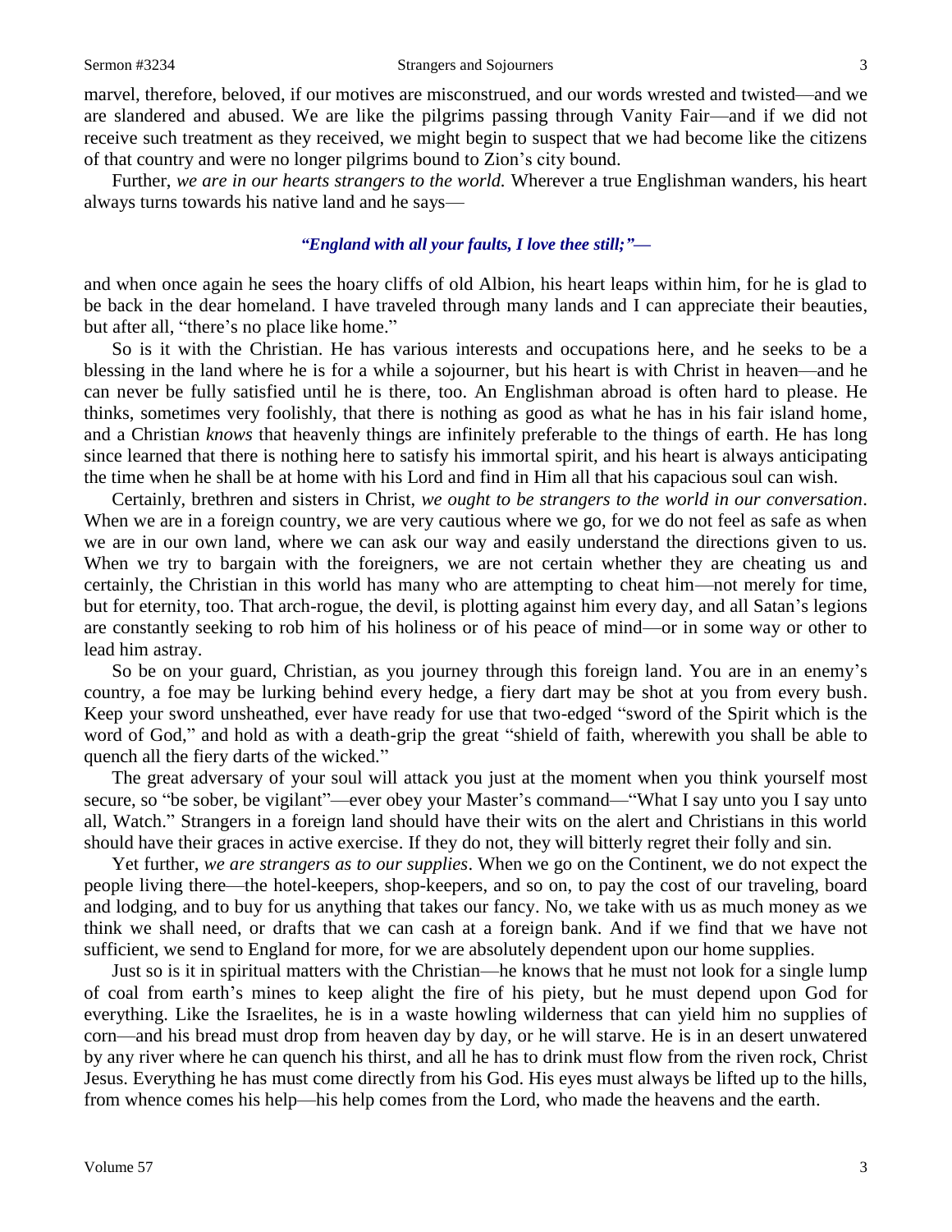marvel, therefore, beloved, if our motives are misconstrued, and our words wrested and twisted—and we are slandered and abused. We are like the pilgrims passing through Vanity Fair—and if we did not receive such treatment as they received, we might begin to suspect that we had become like the citizens of that country and were no longer pilgrims bound to Zion's city bound.

Further, *we are in our hearts strangers to the world.* Wherever a true Englishman wanders, his heart always turns towards his native land and he says—

*"England with all your faults, I love thee still;"—*

and when once again he sees the hoary cliffs of old Albion, his heart leaps within him, for he is glad to be back in the dear homeland. I have traveled through many lands and I can appreciate their beauties, but after all, "there's no place like home."

So is it with the Christian. He has various interests and occupations here, and he seeks to be a blessing in the land where he is for a while a sojourner, but his heart is with Christ in heaven—and he can never be fully satisfied until he is there, too. An Englishman abroad is often hard to please. He thinks, sometimes very foolishly, that there is nothing as good as what he has in his fair island home, and a Christian *knows* that heavenly things are infinitely preferable to the things of earth. He has long since learned that there is nothing here to satisfy his immortal spirit, and his heart is always anticipating the time when he shall be at home with his Lord and find in Him all that his capacious soul can wish.

Certainly, brethren and sisters in Christ, *we ought to be strangers to the world in our conversation*. When we are in a foreign country, we are very cautious where we go, for we do not feel as safe as when we are in our own land, where we can ask our way and easily understand the directions given to us. When we try to bargain with the foreigners, we are not certain whether they are cheating us and certainly, the Christian in this world has many who are attempting to cheat him—not merely for time, but for eternity, too. That arch-rogue, the devil, is plotting against him every day, and all Satan's legions are constantly seeking to rob him of his holiness or of his peace of mind—or in some way or other to lead him astray.

So be on your guard, Christian, as you journey through this foreign land. You are in an enemy's country, a foe may be lurking behind every hedge, a fiery dart may be shot at you from every bush. Keep your sword unsheathed, ever have ready for use that two-edged "sword of the Spirit which is the word of God," and hold as with a death-grip the great "shield of faith, wherewith you shall be able to quench all the fiery darts of the wicked."

The great adversary of your soul will attack you just at the moment when you think yourself most secure, so "be sober, be vigilant"—ever obey your Master's command—"What I say unto you I say unto all, Watch." Strangers in a foreign land should have their wits on the alert and Christians in this world should have their graces in active exercise. If they do not, they will bitterly regret their folly and sin.

Yet further, *we are strangers as to our supplies*. When we go on the Continent, we do not expect the people living there—the hotel-keepers, shop-keepers, and so on, to pay the cost of our traveling, board and lodging, and to buy for us anything that takes our fancy. No, we take with us as much money as we think we shall need, or drafts that we can cash at a foreign bank. And if we find that we have not sufficient, we send to England for more, for we are absolutely dependent upon our home supplies.

Just so is it in spiritual matters with the Christian—he knows that he must not look for a single lump of coal from earth's mines to keep alight the fire of his piety, but he must depend upon God for everything. Like the Israelites, he is in a waste howling wilderness that can yield him no supplies of corn—and his bread must drop from heaven day by day, or he will starve. He is in an desert unwatered by any river where he can quench his thirst, and all he has to drink must flow from the riven rock, Christ Jesus. Everything he has must come directly from his God. His eyes must always be lifted up to the hills, from whence comes his help—his help comes from the Lord, who made the heavens and the earth.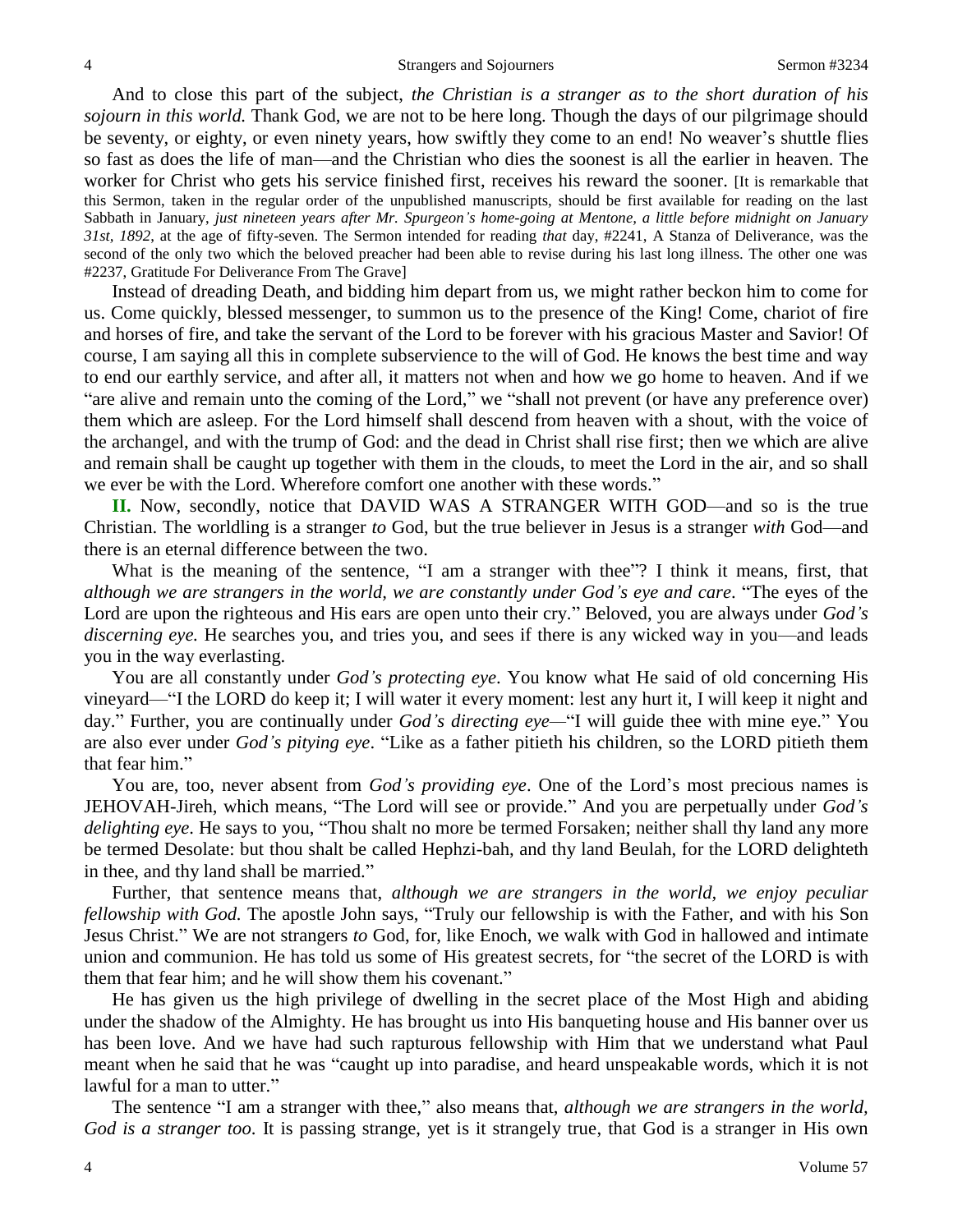And to close this part of the subject, *the Christian is a stranger as to the short duration of his sojourn in this world.* Thank God, we are not to be here long. Though the days of our pilgrimage should be seventy, or eighty, or even ninety years, how swiftly they come to an end! No weaver's shuttle flies so fast as does the life of man—and the Christian who dies the soonest is all the earlier in heaven. The worker for Christ who gets his service finished first, receives his reward the sooner. [It is remarkable that this Sermon, taken in the regular order of the unpublished manuscripts, should be first available for reading on the last Sabbath in January, *just nineteen years after Mr. Spurgeon's home-going at Mentone, a little before midnight on January 31st, 1892,* at the age of fifty-seven. The Sermon intended for reading *that* day, #2241, A Stanza of Deliverance, was the second of the only two which the beloved preacher had been able to revise during his last long illness. The other one was #2237, Gratitude For Deliverance From The Grave]

Instead of dreading Death, and bidding him depart from us, we might rather beckon him to come for us. Come quickly, blessed messenger, to summon us to the presence of the King! Come, chariot of fire and horses of fire, and take the servant of the Lord to be forever with his gracious Master and Savior! Of course, I am saying all this in complete subservience to the will of God. He knows the best time and way to end our earthly service, and after all, it matters not when and how we go home to heaven. And if we "are alive and remain unto the coming of the Lord," we "shall not prevent (or have any preference over) them which are asleep. For the Lord himself shall descend from heaven with a shout, with the voice of the archangel, and with the trump of God: and the dead in Christ shall rise first; then we which are alive and remain shall be caught up together with them in the clouds, to meet the Lord in the air, and so shall we ever be with the Lord. Wherefore comfort one another with these words."

**II.** Now, secondly, notice that DAVID WAS A STRANGER WITH GOD—and so is the true Christian. The worldling is a stranger *to* God, but the true believer in Jesus is a stranger *with* God—and there is an eternal difference between the two.

What is the meaning of the sentence, "I am a stranger with thee"? I think it means, first, that *although we are strangers in the world, we are constantly under God's eye and care*. "The eyes of the Lord are upon the righteous and His ears are open unto their cry." Beloved, you are always under *God's discerning eye.* He searches you, and tries you, and sees if there is any wicked way in you—and leads you in the way everlasting.

You are all constantly under *God's protecting eye*. You know what He said of old concerning His vineyard—"I the LORD do keep it; I will water it every moment: lest any hurt it, I will keep it night and day." Further, you are continually under *God's directing eye*—"I will guide thee with mine eye." You are also ever under *God's pitying eye*. "Like as a father pitieth his children, so the LORD pitieth them that fear him."

You are, too, never absent from *God's providing eye*. One of the Lord's most precious names is JEHOVAH-Jireh, which means, "The Lord will see or provide." And you are perpetually under *God's delighting eye*. He says to you, "Thou shalt no more be termed Forsaken; neither shall thy land any more be termed Desolate: but thou shalt be called Hephzi-bah, and thy land Beulah, for the LORD delighteth in thee, and thy land shall be married."

Further, that sentence means that, *although we are strangers in the world, we enjoy peculiar fellowship with God.* The apostle John says, "Truly our fellowship is with the Father, and with his Son Jesus Christ." We are not strangers *to* God, for, like Enoch, we walk with God in hallowed and intimate union and communion. He has told us some of His greatest secrets, for "the secret of the LORD is with them that fear him; and he will show them his covenant."

He has given us the high privilege of dwelling in the secret place of the Most High and abiding under the shadow of the Almighty. He has brought us into His banqueting house and His banner over us has been love. And we have had such rapturous fellowship with Him that we understand what Paul meant when he said that he was "caught up into paradise, and heard unspeakable words, which it is not lawful for a man to utter."

The sentence "I am a stranger with thee," also means that, *although we are strangers in the world, God is a stranger too.* It is passing strange, yet is it strangely true, that God is a stranger in His own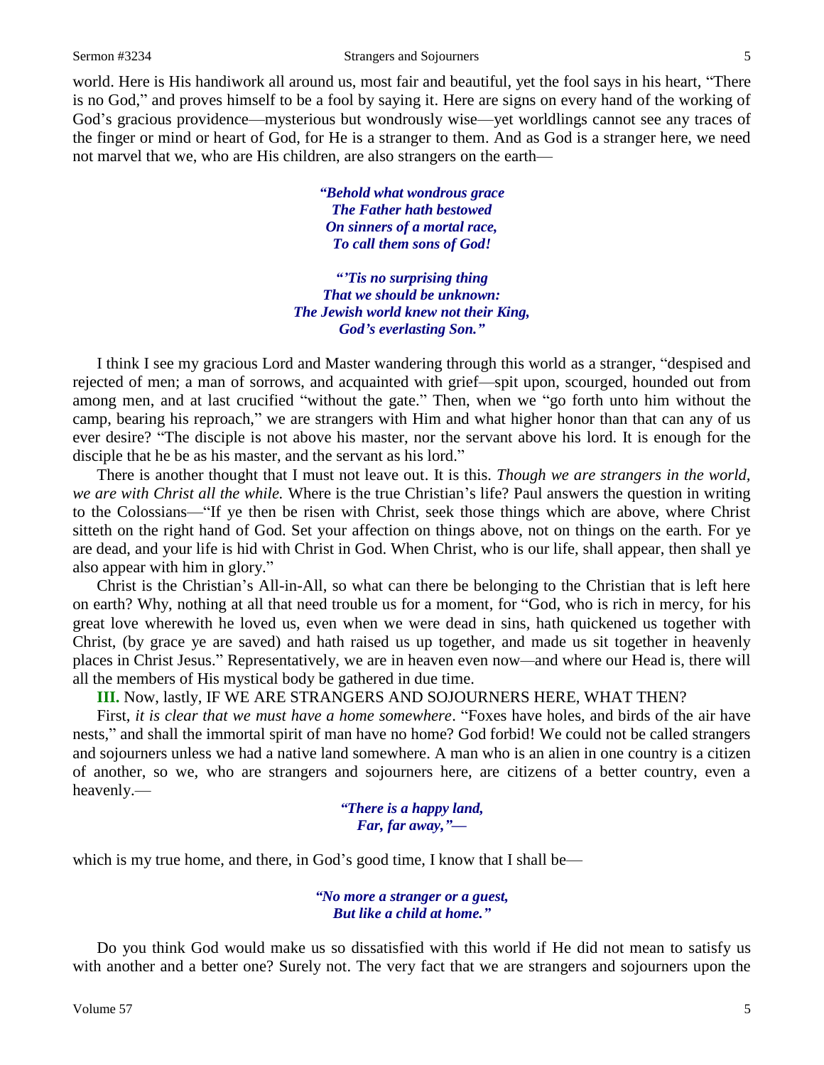world. Here is His handiwork all around us, most fair and beautiful, yet the fool says in his heart, "There is no God," and proves himself to be a fool by saying it. Here are signs on every hand of the working of God's gracious providence—mysterious but wondrously wise—yet worldlings cannot see any traces of the finger or mind or heart of God, for He is a stranger to them. And as God is a stranger here, we need not marvel that we, who are His children, are also strangers on the earth—

> ***"Behold what wondrous grace***
> ***The Father hath bestowed***
> ***On sinners of a mortal race,***
> ***To call them sons of God!***
>
> ***"'Tis no surprising thing***
> ***That we should be unknown:***
> ***The Jewish world knew not their King,***
> ***God's everlasting Son."***

I think I see my gracious Lord and Master wandering through this world as a stranger, "despised and rejected of men; a man of sorrows, and acquainted with grief—spit upon, scourged, hounded out from among men, and at last crucified "without the gate." Then, when we "go forth unto him without the camp, bearing his reproach," we are strangers with Him and what higher honor than that can any of us ever desire? "The disciple is not above his master, nor the servant above his lord. It is enough for the disciple that he be as his master, and the servant as his lord."

There is another thought that I must not leave out. It is this. *Though we are strangers in the world, we are with Christ all the while.* Where is the true Christian's life? Paul answers the question in writing to the Colossians—"If ye then be risen with Christ, seek those things which are above, where Christ sitteth on the right hand of God. Set your affection on things above, not on things on the earth. For ye are dead, and your life is hid with Christ in God. When Christ, who is our life, shall appear, then shall ye also appear with him in glory."

Christ is the Christian's All-in-All, so what can there be belonging to the Christian that is left here on earth? Why, nothing at all that need trouble us for a moment, for "God, who is rich in mercy, for his great love wherewith he loved us, even when we were dead in sins, hath quickened us together with Christ, (by grace ye are saved) and hath raised us up together, and made us sit together in heavenly places in Christ Jesus." Representatively, we are in heaven even now—and where our Head is, there will all the members of His mystical body be gathered in due time.

**III.** Now, lastly, IF WE ARE STRANGERS AND SOJOURNERS HERE, WHAT THEN?

First, *it is clear that we must have a home somewhere*. "Foxes have holes, and birds of the air have nests," and shall the immortal spirit of man have no home? God forbid! We could not be called strangers and sojourners unless we had a native land somewhere. A man who is an alien in one country is a citizen of another, so we, who are strangers and sojourners here, are citizens of a better country, even a heavenly.—

> ***"There is a happy land,***
> ***Far, far away,"—***

which is my true home, and there, in God's good time, I know that I shall be—

> ***"No more a stranger or a guest,***
> ***But like a child at home."***

Do you think God would make us so dissatisfied with this world if He did not mean to satisfy us with another and a better one? Surely not. The very fact that we are strangers and sojourners upon the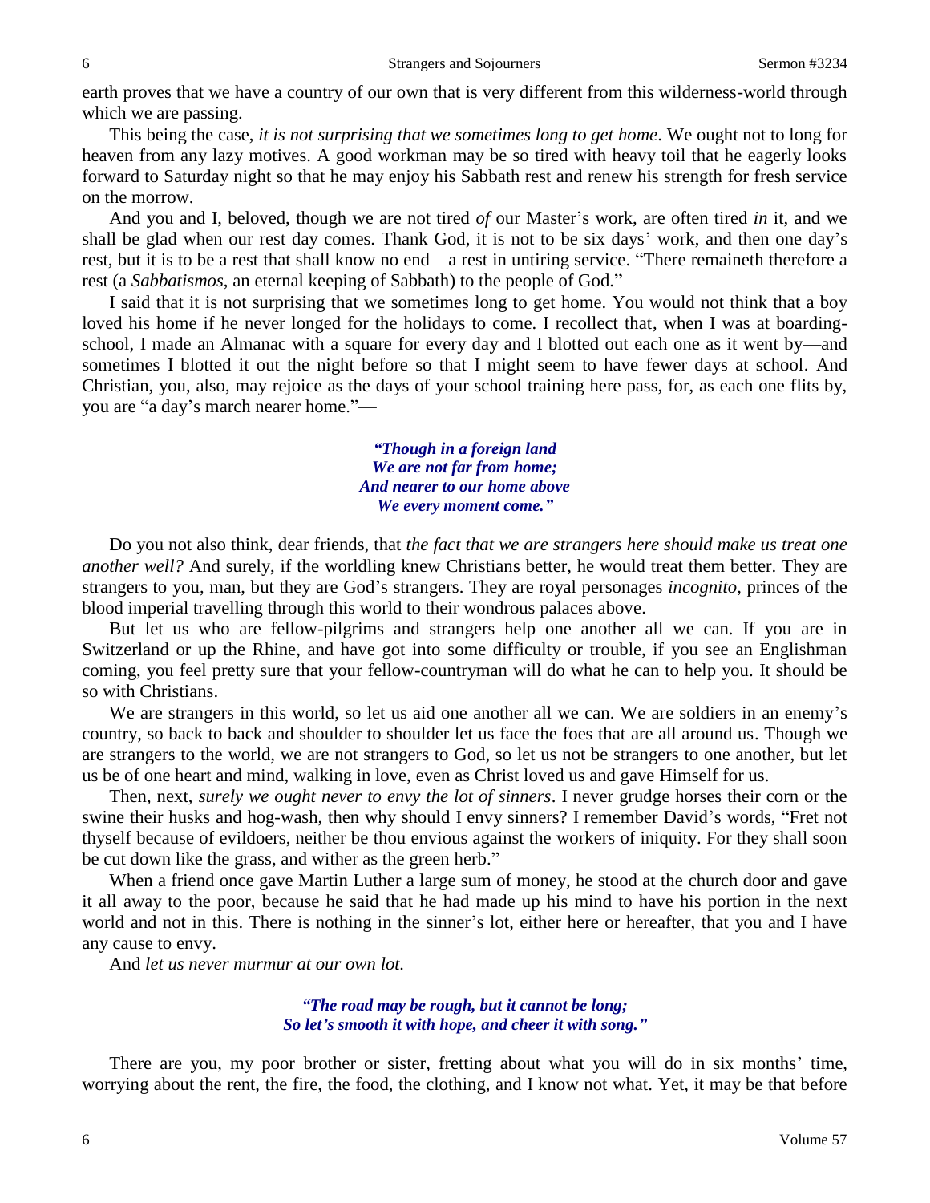earth proves that we have a country of our own that is very different from this wilderness-world through which we are passing.

This being the case, *it is not surprising that we sometimes long to get home*. We ought not to long for heaven from any lazy motives. A good workman may be so tired with heavy toil that he eagerly looks forward to Saturday night so that he may enjoy his Sabbath rest and renew his strength for fresh service on the morrow.

And you and I, beloved, though we are not tired *of* our Master's work, are often tired *in* it, and we shall be glad when our rest day comes. Thank God, it is not to be six days' work, and then one day's rest, but it is to be a rest that shall know no end—a rest in untiring service. "There remaineth therefore a rest (a *Sabbatismos*, an eternal keeping of Sabbath) to the people of God."

I said that it is not surprising that we sometimes long to get home. You would not think that a boy loved his home if he never longed for the holidays to come. I recollect that, when I was at boarding-school, I made an Almanac with a square for every day and I blotted out each one as it went by—and sometimes I blotted it out the night before so that I might seem to have fewer days at school. And Christian, you, also, may rejoice as the days of your school training here pass, for, as each one flits by, you are "a day's march nearer home."—

> ***"Though in a foreign land***
> ***We are not far from home;***
> ***And nearer to our home above***
> ***We every moment come."***

Do you not also think, dear friends, that *the fact that we are strangers here should make us treat one another well?* And surely, if the worldling knew Christians better, he would treat them better. They are strangers to you, man, but they are God's strangers. They are royal personages *incognito*, princes of the blood imperial travelling through this world to their wondrous palaces above.

But let us who are fellow-pilgrims and strangers help one another all we can. If you are in Switzerland or up the Rhine, and have got into some difficulty or trouble, if you see an Englishman coming, you feel pretty sure that your fellow-countryman will do what he can to help you. It should be so with Christians.

We are strangers in this world, so let us aid one another all we can. We are soldiers in an enemy's country, so back to back and shoulder to shoulder let us face the foes that are all around us. Though we are strangers to the world, we are not strangers to God, so let us not be strangers to one another, but let us be of one heart and mind, walking in love, even as Christ loved us and gave Himself for us.

Then, next, *surely we ought never to envy the lot of sinners*. I never grudge horses their corn or the swine their husks and hog-wash, then why should I envy sinners? I remember David's words, "Fret not thyself because of evildoers, neither be thou envious against the workers of iniquity. For they shall soon be cut down like the grass, and wither as the green herb."

When a friend once gave Martin Luther a large sum of money, he stood at the church door and gave it all away to the poor, because he said that he had made up his mind to have his portion in the next world and not in this. There is nothing in the sinner's lot, either here or hereafter, that you and I have any cause to envy.

And *let us never murmur at our own lot.*

> ***"The road may be rough, but it cannot be long;***
> ***So let's smooth it with hope, and cheer it with song."***

There are you, my poor brother or sister, fretting about what you will do in six months' time, worrying about the rent, the fire, the food, the clothing, and I know not what. Yet, it may be that before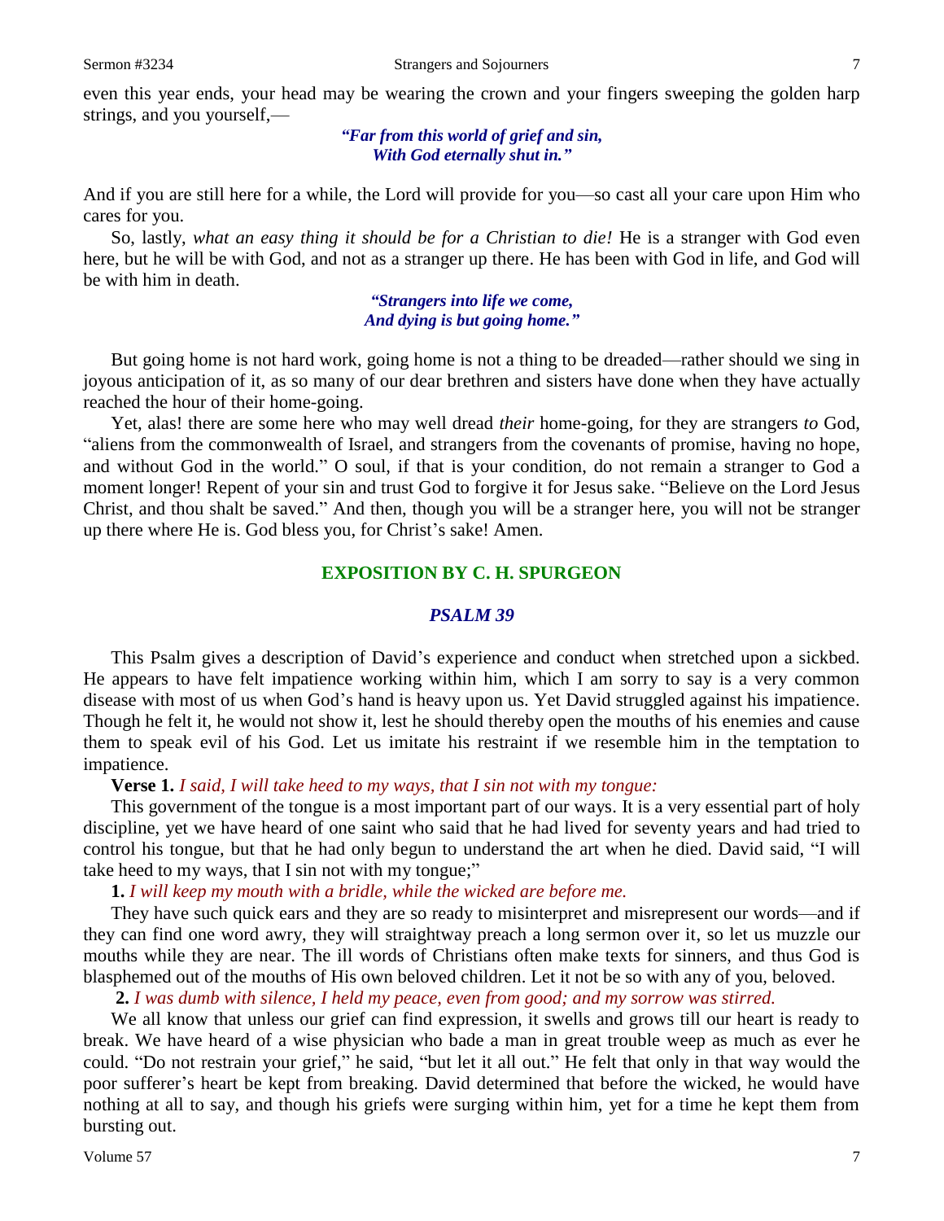even this year ends, your head may be wearing the crown and your fingers sweeping the golden harp strings, and you yourself,—

> ***"Far from this world of grief and sin,***
> ***With God eternally shut in."***

And if you are still here for a while, the Lord will provide for you—so cast all your care upon Him who cares for you.

So, lastly, *what an easy thing it should be for a Christian to die!* He is a stranger with God even here, but he will be with God, and not as a stranger up there. He has been with God in life, and God will be with him in death.

> ***"Strangers into life we come,***
> ***And dying is but going home."***

But going home is not hard work, going home is not a thing to be dreaded—rather should we sing in joyous anticipation of it, as so many of our dear brethren and sisters have done when they have actually reached the hour of their home-going.

Yet, alas! there are some here who may well dread *their* home-going, for they are strangers *to* God, "aliens from the commonwealth of Israel, and strangers from the covenants of promise, having no hope, and without God in the world." O soul, if that is your condition, do not remain a stranger to God a moment longer! Repent of your sin and trust God to forgive it for Jesus sake. "Believe on the Lord Jesus Christ, and thou shalt be saved." And then, though you will be a stranger here, you will not be stranger up there where He is. God bless you, for Christ's sake! Amen.

## EXPOSITION BY C. H. SPURGEON

### *PSALM 39*

This Psalm gives a description of David's experience and conduct when stretched upon a sickbed. He appears to have felt impatience working within him, which I am sorry to say is a very common disease with most of us when God's hand is heavy upon us. Yet David struggled against his impatience. Though he felt it, he would not show it, lest he should thereby open the mouths of his enemies and cause them to speak evil of his God. Let us imitate his restraint if we resemble him in the temptation to impatience.

**Verse 1.** *I said, I will take heed to my ways, that I sin not with my tongue:*

This government of the tongue is a most important part of our ways. It is a very essential part of holy discipline, yet we have heard of one saint who said that he had lived for seventy years and had tried to control his tongue, but that he had only begun to understand the art when he died. David said, "I will take heed to my ways, that I sin not with my tongue;"

**1.** *I will keep my mouth with a bridle, while the wicked are before me.*

They have such quick ears and they are so ready to misinterpret and misrepresent our words—and if they can find one word awry, they will straightway preach a long sermon over it, so let us muzzle our mouths while they are near. The ill words of Christians often make texts for sinners, and thus God is blasphemed out of the mouths of His own beloved children. Let it not be so with any of you, beloved.

**2.** *I was dumb with silence, I held my peace, even from good; and my sorrow was stirred.*

We all know that unless our grief can find expression, it swells and grows till our heart is ready to break. We have heard of a wise physician who bade a man in great trouble weep as much as ever he could. "Do not restrain your grief," he said, "but let it all out." He felt that only in that way would the poor sufferer's heart be kept from breaking. David determined that before the wicked, he would have nothing at all to say, and though his griefs were surging within him, yet for a time he kept them from bursting out.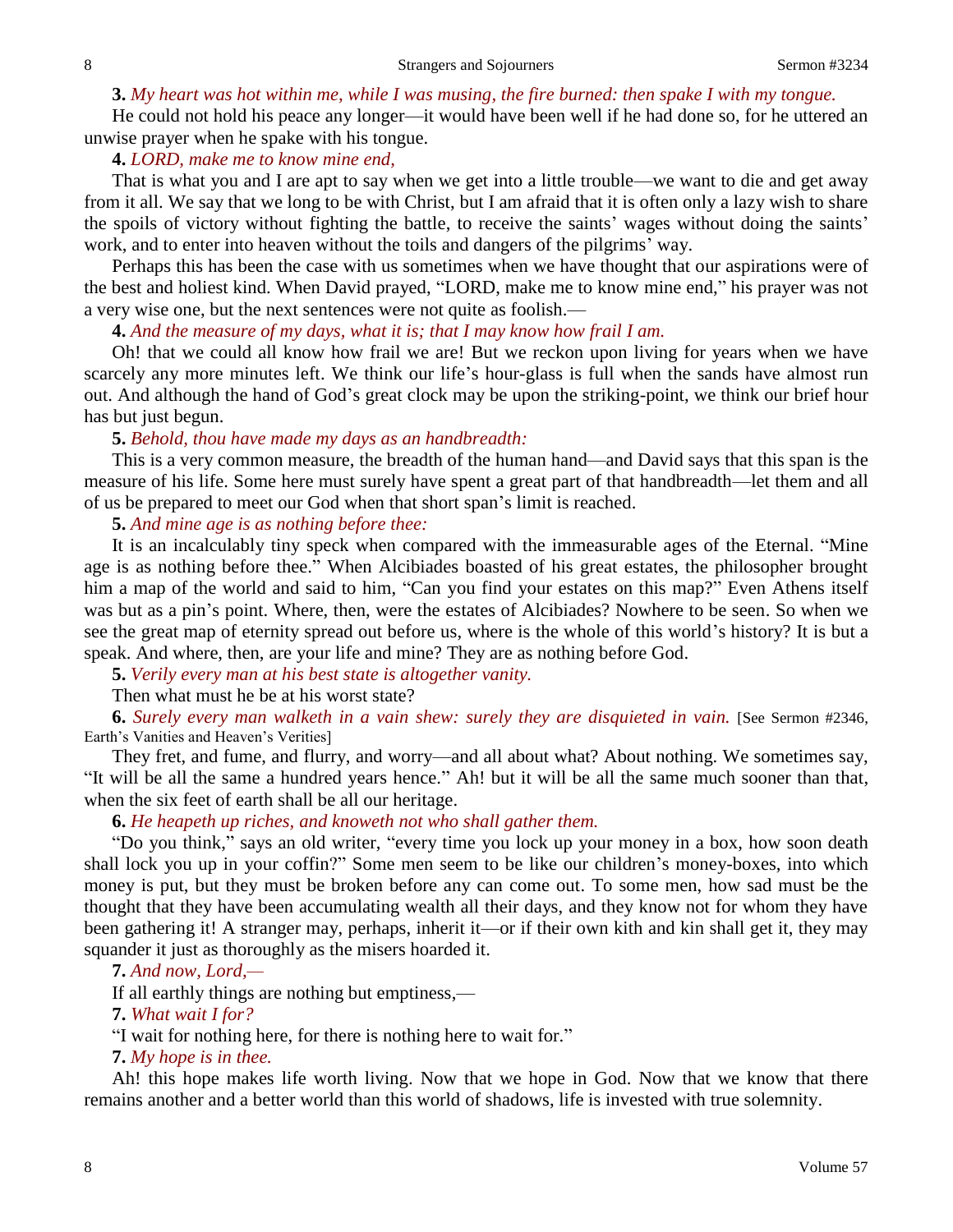**3.** *My heart was hot within me, while I was musing, the fire burned: then spake I with my tongue.*

He could not hold his peace any longer—it would have been well if he had done so, for he uttered an unwise prayer when he spake with his tongue.

**4.** *LORD, make me to know mine end,*

That is what you and I are apt to say when we get into a little trouble—we want to die and get away from it all. We say that we long to be with Christ, but I am afraid that it is often only a lazy wish to share the spoils of victory without fighting the battle, to receive the saints' wages without doing the saints' work, and to enter into heaven without the toils and dangers of the pilgrims' way.

Perhaps this has been the case with us sometimes when we have thought that our aspirations were of the best and holiest kind. When David prayed, "LORD, make me to know mine end," his prayer was not a very wise one, but the next sentences were not quite as foolish.—

**4.** *And the measure of my days, what it is; that I may know how frail I am.*

Oh! that we could all know how frail we are! But we reckon upon living for years when we have scarcely any more minutes left. We think our life's hour-glass is full when the sands have almost run out. And although the hand of God's great clock may be upon the striking-point, we think our brief hour has but just begun.

**5.** *Behold, thou have made my days as an handbreadth:*

This is a very common measure, the breadth of the human hand—and David says that this span is the measure of his life. Some here must surely have spent a great part of that handbreadth—let them and all of us be prepared to meet our God when that short span's limit is reached.

**5.** *And mine age is as nothing before thee:*

It is an incalculably tiny speck when compared with the immeasurable ages of the Eternal. "Mine age is as nothing before thee." When Alcibiades boasted of his great estates, the philosopher brought him a map of the world and said to him, "Can you find your estates on this map?" Even Athens itself was but as a pin's point. Where, then, were the estates of Alcibiades? Nowhere to be seen. So when we see the great map of eternity spread out before us, where is the whole of this world's history? It is but a speak. And where, then, are your life and mine? They are as nothing before God.

**5.** *Verily every man at his best state is altogether vanity.*

Then what must he be at his worst state?

**6.** *Surely every man walketh in a vain shew: surely they are disquieted in vain.* [See Sermon #2346, Earth's Vanities and Heaven's Verities]

They fret, and fume, and flurry, and worry—and all about what? About nothing. We sometimes say, "It will be all the same a hundred years hence." Ah! but it will be all the same much sooner than that, when the six feet of earth shall be all our heritage.

**6.** *He heapeth up riches, and knoweth not who shall gather them.*

"Do you think," says an old writer, "every time you lock up your money in a box, how soon death shall lock you up in your coffin?" Some men seem to be like our children's money-boxes, into which money is put, but they must be broken before any can come out. To some men, how sad must be the thought that they have been accumulating wealth all their days, and they know not for whom they have been gathering it! A stranger may, perhaps, inherit it—or if their own kith and kin shall get it, they may squander it just as thoroughly as the misers hoarded it.

**7.** *And now, Lord,—*

If all earthly things are nothing but emptiness,—

**7.** *What wait I for?*

"I wait for nothing here, for there is nothing here to wait for."

**7.** *My hope is in thee.*

Ah! this hope makes life worth living. Now that we hope in God. Now that we know that there remains another and a better world than this world of shadows, life is invested with true solemnity.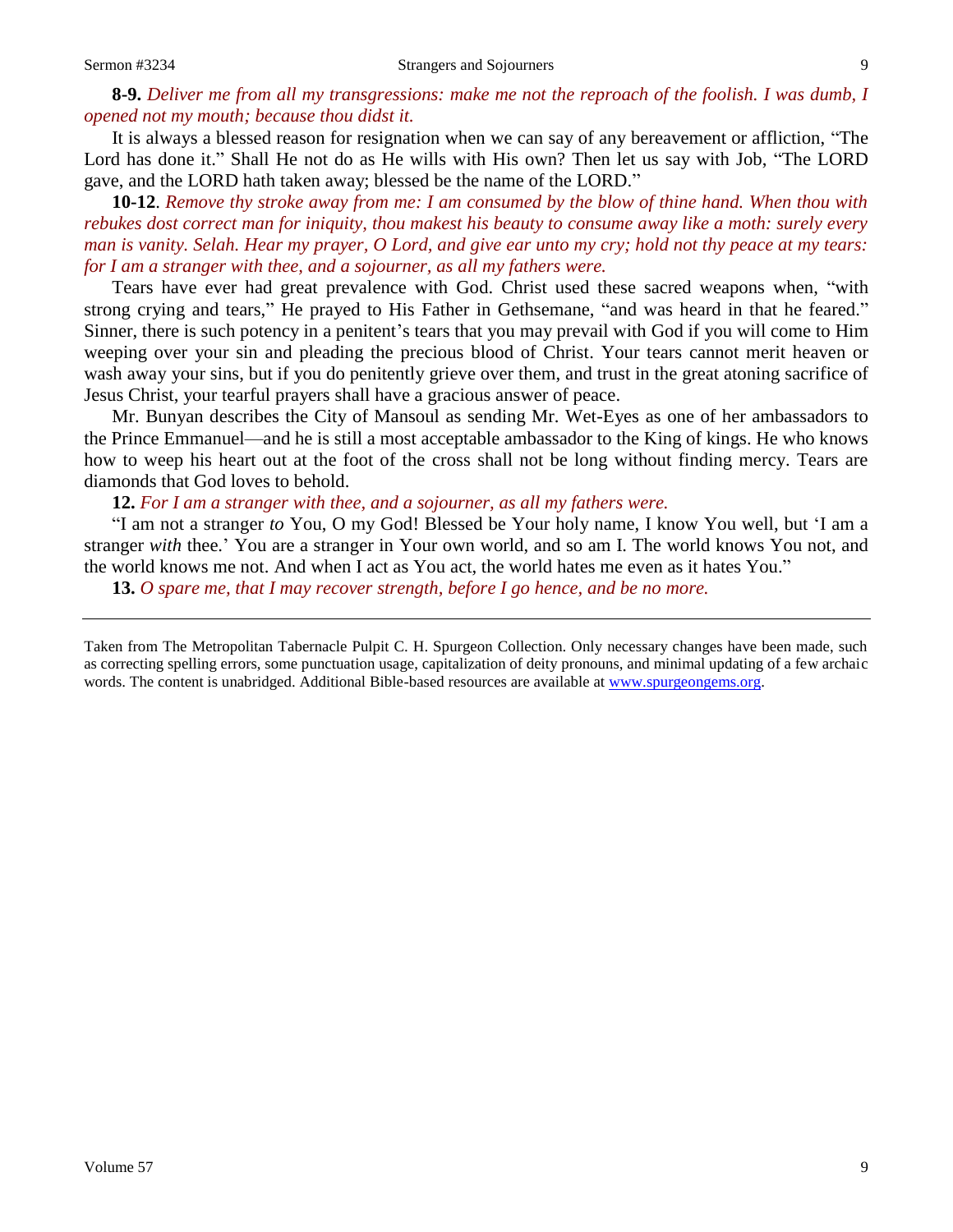**8-9.** *Deliver me from all my transgressions: make me not the reproach of the foolish. I was dumb, I opened not my mouth; because thou didst it.*

It is always a blessed reason for resignation when we can say of any bereavement or affliction, "The Lord has done it." Shall He not do as He wills with His own? Then let us say with Job, "The LORD gave, and the LORD hath taken away; blessed be the name of the LORD."

**10-12**. *Remove thy stroke away from me: I am consumed by the blow of thine hand. When thou with rebukes dost correct man for iniquity, thou makest his beauty to consume away like a moth: surely every man is vanity. Selah. Hear my prayer, O Lord, and give ear unto my cry; hold not thy peace at my tears: for I am a stranger with thee, and a sojourner, as all my fathers were.*

Tears have ever had great prevalence with God. Christ used these sacred weapons when, "with strong crying and tears," He prayed to His Father in Gethsemane, "and was heard in that he feared." Sinner, there is such potency in a penitent's tears that you may prevail with God if you will come to Him weeping over your sin and pleading the precious blood of Christ. Your tears cannot merit heaven or wash away your sins, but if you do penitently grieve over them, and trust in the great atoning sacrifice of Jesus Christ, your tearful prayers shall have a gracious answer of peace.

Mr. Bunyan describes the City of Mansoul as sending Mr. Wet-Eyes as one of her ambassadors to the Prince Emmanuel—and he is still a most acceptable ambassador to the King of kings. He who knows how to weep his heart out at the foot of the cross shall not be long without finding mercy. Tears are diamonds that God loves to behold.

**12.** *For I am a stranger with thee, and a sojourner, as all my fathers were.*

"I am not a stranger *to* You, O my God! Blessed be Your holy name, I know You well, but 'I am a stranger *with* thee.' You are a stranger in Your own world, and so am I. The world knows You not, and the world knows me not. And when I act as You act, the world hates me even as it hates You."

**13.** *O spare me, that I may recover strength, before I go hence, and be no more.*

---

Taken from The Metropolitan Tabernacle Pulpit C. H. Spurgeon Collection. Only necessary changes have been made, such as correcting spelling errors, some punctuation usage, capitalization of deity pronouns, and minimal updating of a few archaic words. The content is unabridged. Additional Bible-based resources are available at www.spurgeongems.org.